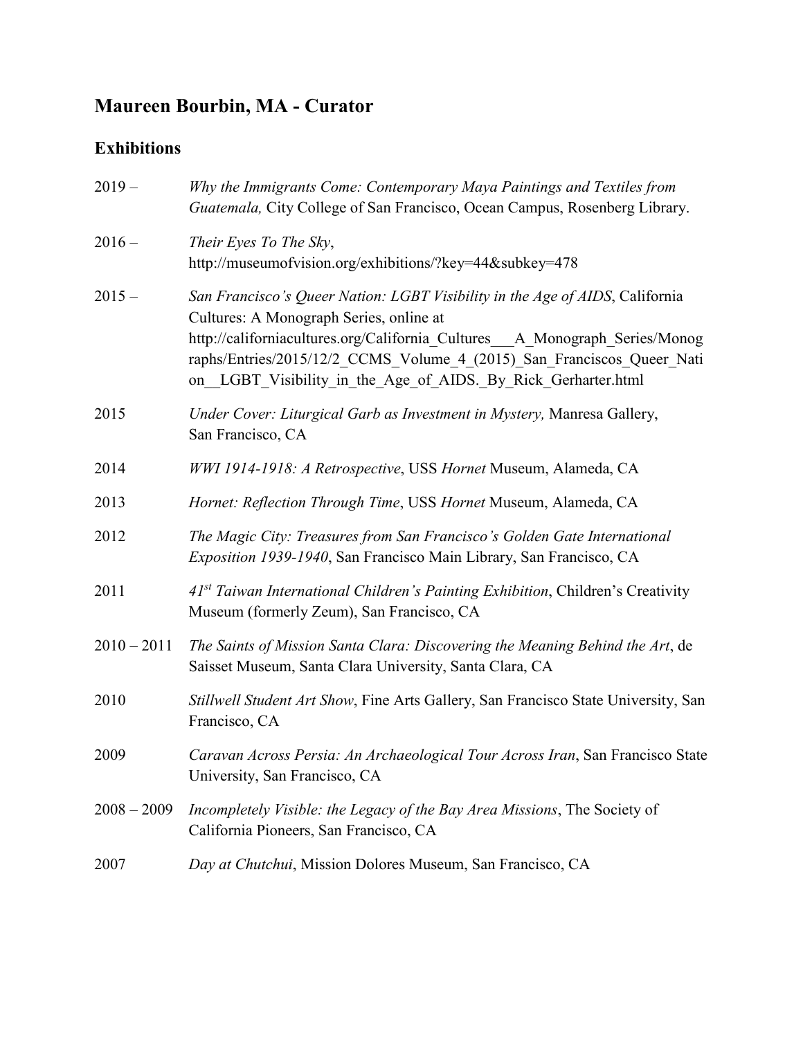## Maureen Bourbin, MA - Curator

### Exhibitions

2019 – *Why the Immigrants Come: Contemporary Maya Paintings and Textiles from Guatemala,* City College of San Francisco, Ocean Campus, Rosenberg Library.

2016 – *Their Eyes To The Sky*, http://museumofvision.org/exhibitions/?key=44&subkey=478

2015 – *San Francisco's Queer Nation: LGBT Visibility in the Age of AIDS*, California Cultures: A Monograph Series, online at http://californiacultures.org/California_Cultures___A_Monograph_Series/Monographs/Entries/2015/12/2_CCMS_Volume_4_(2015)_San_Franciscos_Queer_Nation__LGBT_Visibility_in_the_Age_of_AIDS._By_Rick_Gerharter.html

2015 *Under Cover: Liturgical Garb as Investment in Mystery,* Manresa Gallery, San Francisco, CA

2014 *WWI 1914-1918: A Retrospective*, USS *Hornet* Museum, Alameda, CA

2013 *Hornet: Reflection Through Time*, USS *Hornet* Museum, Alameda, CA

2012 *The Magic City: Treasures from San Francisco's Golden Gate International Exposition 1939-1940*, San Francisco Main Library, San Francisco, CA

2011 *41st Taiwan International Children's Painting Exhibition*, Children's Creativity Museum (formerly Zeum), San Francisco, CA

2010 – 2011 *The Saints of Mission Santa Clara: Discovering the Meaning Behind the Art*, de Saisset Museum, Santa Clara University, Santa Clara, CA

2010 *Stillwell Student Art Show*, Fine Arts Gallery, San Francisco State University, San Francisco, CA

2009 *Caravan Across Persia: An Archaeological Tour Across Iran*, San Francisco State University, San Francisco, CA

2008 – 2009 *Incompletely Visible: the Legacy of the Bay Area Missions*, The Society of California Pioneers, San Francisco, CA

2007 *Day at Chutchui*, Mission Dolores Museum, San Francisco, CA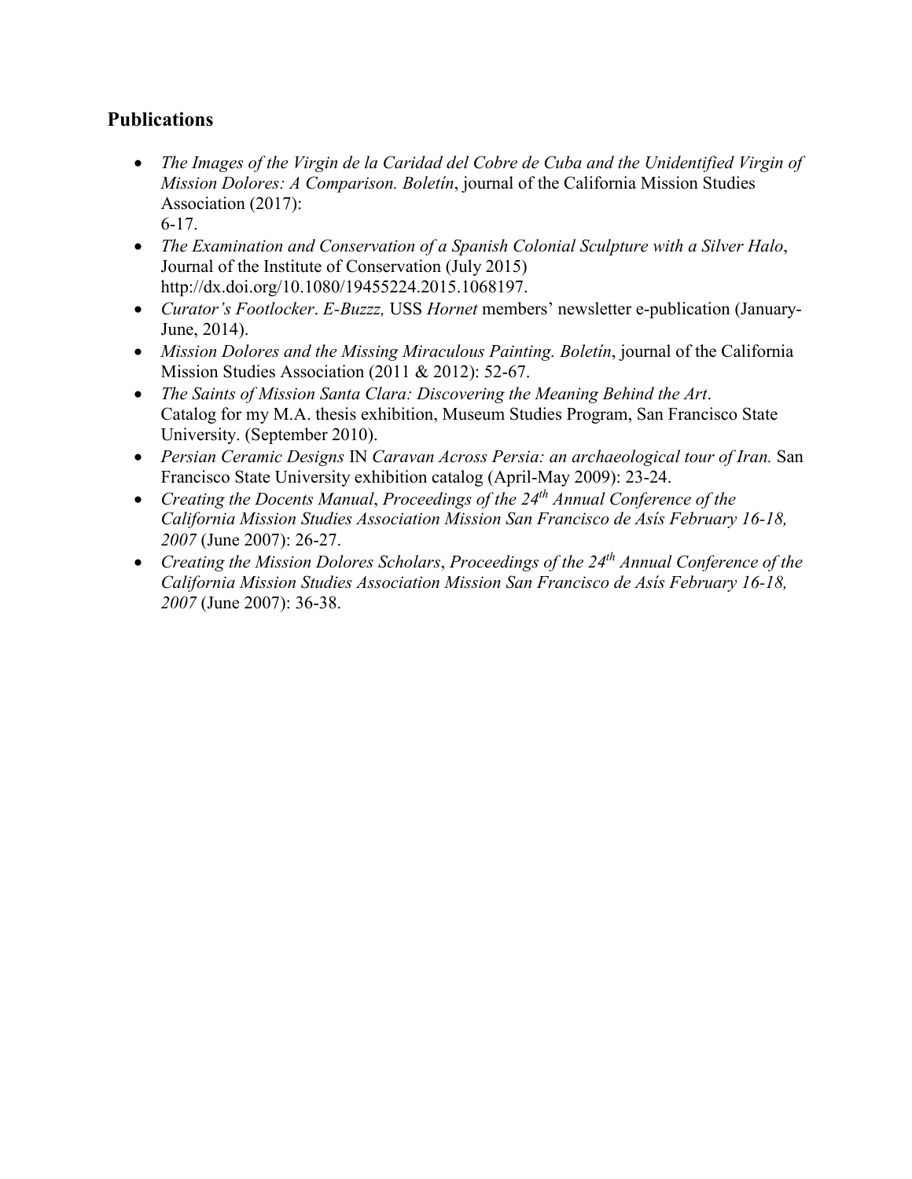## Publications

- *The Images of the Virgin de la Caridad del Cobre de Cuba and the Unidentified Virgin of Mission Dolores: A Comparison. Boletín*, journal of the California Mission Studies Association (2017): 6-17.
- *The Examination and Conservation of a Spanish Colonial Sculpture with a Silver Halo*, Journal of the Institute of Conservation (July 2015) http://dx.doi.org/10.1080/19455224.2015.1068197.
- *Curator's Footlocker*. *E-Buzzz,* USS *Hornet* members' newsletter e-publication (January-June, 2014).
- *Mission Dolores and the Missing Miraculous Painting. Boletín*, journal of the California Mission Studies Association (2011 & 2012): 52-67.
- *The Saints of Mission Santa Clara: Discovering the Meaning Behind the Art*. Catalog for my M.A. thesis exhibition, Museum Studies Program, San Francisco State University. (September 2010).
- *Persian Ceramic Designs* IN *Caravan Across Persia: an archaeological tour of Iran.* San Francisco State University exhibition catalog (April-May 2009): 23-24.
- *Creating the Docents Manual*, *Proceedings of the 24th Annual Conference of the California Mission Studies Association Mission San Francisco de Asís February 16-18, 2007* (June 2007): 26-27.
- *Creating the Mission Dolores Scholars*, *Proceedings of the 24th Annual Conference of the California Mission Studies Association Mission San Francisco de Asís February 16-18, 2007* (June 2007): 36-38.